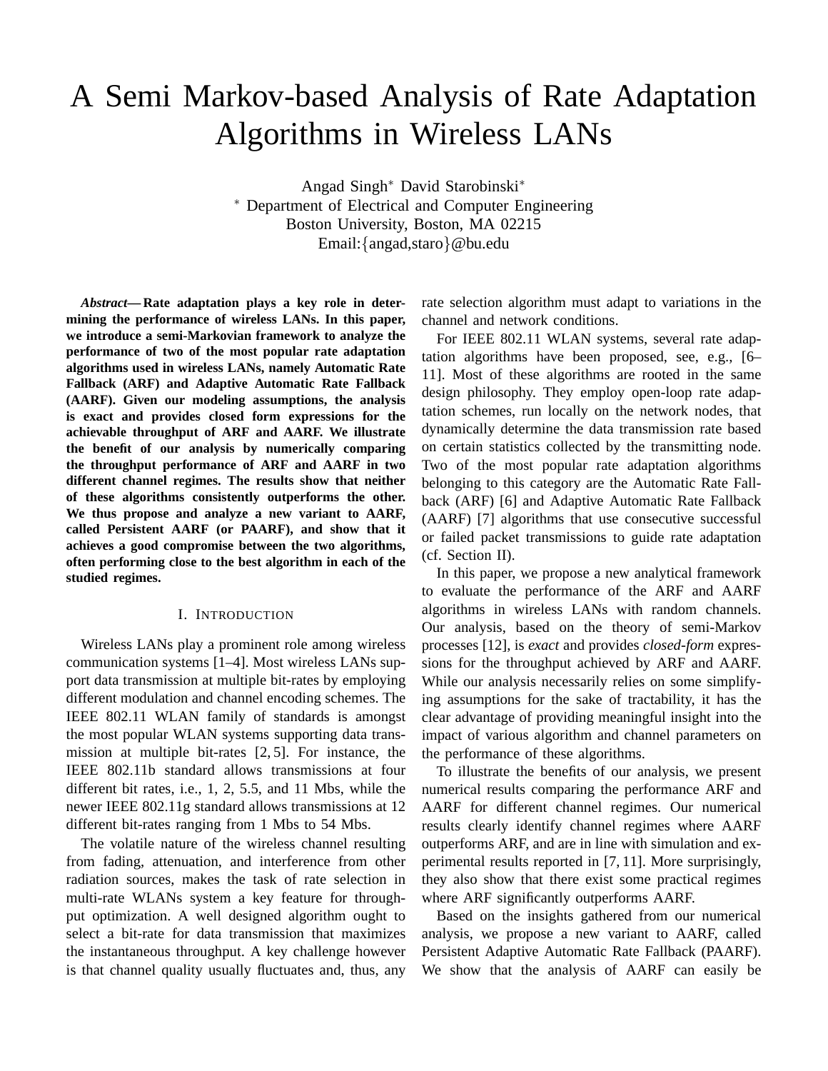# A Semi Markov-based Analysis of Rate Adaptation Algorithms in Wireless LANs

Angad Singh[*] David Starobinski[*]
[*] Department of Electrical and Computer Engineering
Boston University, Boston, MA 02215
Email:{angad,staro}@bu.edu

***Abstract*— Rate adaptation plays a key role in determining the performance of wireless LANs. In this paper, we introduce a semi-Markovian framework to analyze the performance of two of the most popular rate adaptation algorithms used in wireless LANs, namely Automatic Rate Fallback (ARF) and Adaptive Automatic Rate Fallback (AARF). Given our modeling assumptions, the analysis is exact and provides closed form expressions for the achievable throughput of ARF and AARF. We illustrate the benefit of our analysis by numerically comparing the throughput performance of ARF and AARF in two different channel regimes. The results show that neither of these algorithms consistently outperforms the other. We thus propose and analyze a new variant to AARF, called Persistent AARF (or PAARF), and show that it achieves a good compromise between the two algorithms, often performing close to the best algorithm in each of the studied regimes.**

## I. Introduction

Wireless LANs play a prominent role among wireless communication systems [1–4]. Most wireless LANs support data transmission at multiple bit-rates by employing different modulation and channel encoding schemes. The IEEE 802.11 WLAN family of standards is amongst the most popular WLAN systems supporting data transmission at multiple bit-rates [2, 5]. For instance, the IEEE 802.11b standard allows transmissions at four different bit rates, i.e., 1, 2, 5.5, and 11 Mbs, while the newer IEEE 802.11g standard allows transmissions at 12 different bit-rates ranging from 1 Mbs to 54 Mbs.

The volatile nature of the wireless channel resulting from fading, attenuation, and interference from other radiation sources, makes the task of rate selection in multi-rate WLANs system a key feature for throughput optimization. A well designed algorithm ought to select a bit-rate for data transmission that maximizes the instantaneous throughput. A key challenge however is that channel quality usually fluctuates and, thus, any rate selection algorithm must adapt to variations in the channel and network conditions.

For IEEE 802.11 WLAN systems, several rate adaptation algorithms have been proposed, see, e.g., [6–11]. Most of these algorithms are rooted in the same design philosophy. They employ open-loop rate adaptation schemes, run locally on the network nodes, that dynamically determine the data transmission rate based on certain statistics collected by the transmitting node. Two of the most popular rate adaptation algorithms belonging to this category are the Automatic Rate Fallback (ARF) [6] and Adaptive Automatic Rate Fallback (AARF) [7] algorithms that use consecutive successful or failed packet transmissions to guide rate adaptation (cf. Section II).

In this paper, we propose a new analytical framework to evaluate the performance of the ARF and AARF algorithms in wireless LANs with random channels. Our analysis, based on the theory of semi-Markov processes [12], is *exact* and provides *closed-form* expressions for the throughput achieved by ARF and AARF. While our analysis necessarily relies on some simplifying assumptions for the sake of tractability, it has the clear advantage of providing meaningful insight into the impact of various algorithm and channel parameters on the performance of these algorithms.

To illustrate the benefits of our analysis, we present numerical results comparing the performance ARF and AARF for different channel regimes. Our numerical results clearly identify channel regimes where AARF outperforms ARF, and are in line with simulation and experimental results reported in [7, 11]. More surprisingly, they also show that there exist some practical regimes where ARF significantly outperforms AARF.

Based on the insights gathered from our numerical analysis, we propose a new variant to AARF, called Persistent Adaptive Automatic Rate Fallback (PAARF). We show that the analysis of AARF can easily be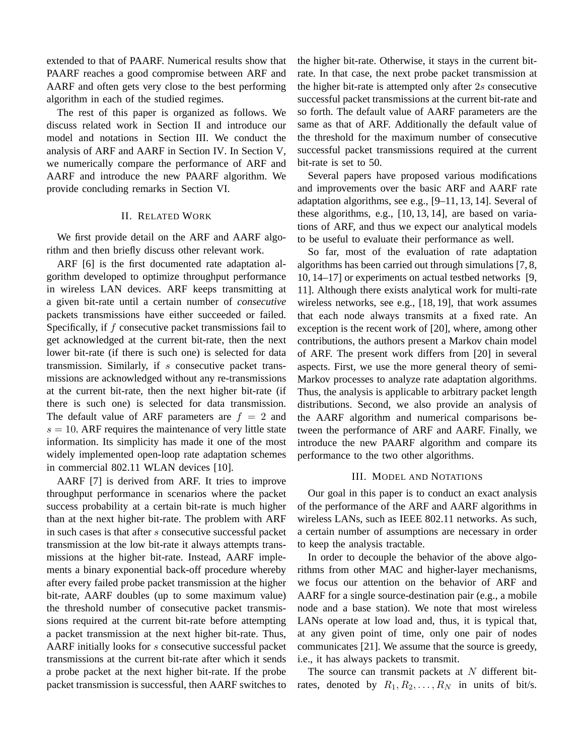extended to that of PAARF. Numerical results show that PAARF reaches a good compromise between ARF and AARF and often gets very close to the best performing algorithm in each of the studied regimes.

The rest of this paper is organized as follows. We discuss related work in Section II and introduce our model and notations in Section III. We conduct the analysis of ARF and AARF in Section IV. In Section V, we numerically compare the performance of ARF and AARF and introduce the new PAARF algorithm. We provide concluding remarks in Section VI.

## II. Related Work

We first provide detail on the ARF and AARF algorithm and then briefly discuss other relevant work.

ARF [6] is the first documented rate adaptation algorithm developed to optimize throughput performance in wireless LAN devices. ARF keeps transmitting at a given bit-rate until a certain number of *consecutive* packets transmissions have either succeeded or failed. Specifically, if $f$ consecutive packet transmissions fail to get acknowledged at the current bit-rate, then the next lower bit-rate (if there is such one) is selected for data transmission. Similarly, if $s$ consecutive packet transmissions are acknowledged without any re-transmissions at the current bit-rate, then the next higher bit-rate (if there is such one) is selected for data transmission. The default value of ARF parameters are $f = 2$ and $s = 10$. ARF requires the maintenance of very little state information. Its simplicity has made it one of the most widely implemented open-loop rate adaptation schemes in commercial 802.11 WLAN devices [10].

AARF [7] is derived from ARF. It tries to improve throughput performance in scenarios where the packet success probability at a certain bit-rate is much higher than at the next higher bit-rate. The problem with ARF in such cases is that after $s$ consecutive successful packet transmission at the low bit-rate it always attempts transmissions at the higher bit-rate. Instead, AARF implements a binary exponential back-off procedure whereby after every failed probe packet transmission at the higher bit-rate, AARF doubles (up to some maximum value) the threshold number of consecutive packet transmissions required at the current bit-rate before attempting a packet transmission at the next higher bit-rate. Thus, AARF initially looks for $s$ consecutive successful packet transmissions at the current bit-rate after which it sends a probe packet at the next higher bit-rate. If the probe packet transmission is successful, then AARF switches to the higher bit-rate. Otherwise, it stays in the current bit-rate. In that case, the next probe packet transmission at the higher bit-rate is attempted only after $2s$ consecutive successful packet transmissions at the current bit-rate and so forth. The default value of AARF parameters are the same as that of ARF. Additionally the default value of the threshold for the maximum number of consecutive successful packet transmissions required at the current bit-rate is set to 50.

Several papers have proposed various modifications and improvements over the basic ARF and AARF rate adaptation algorithms, see e.g., [9–11, 13, 14]. Several of these algorithms, e.g., [10, 13, 14], are based on variations of ARF, and thus we expect our analytical models to be useful to evaluate their performance as well.

So far, most of the evaluation of rate adaptation algorithms has been carried out through simulations [7, 8, 10, 14–17] or experiments on actual testbed networks [9, 11]. Although there exists analytical work for multi-rate wireless networks, see e.g., [18, 19], that work assumes that each node always transmits at a fixed rate. An exception is the recent work of [20], where, among other contributions, the authors present a Markov chain model of ARF. The present work differs from [20] in several aspects. First, we use the more general theory of semi-Markov processes to analyze rate adaptation algorithms. Thus, the analysis is applicable to arbitrary packet length distributions. Second, we also provide an analysis of the AARF algorithm and numerical comparisons between the performance of ARF and AARF. Finally, we introduce the new PAARF algorithm and compare its performance to the two other algorithms.

## III. Model and Notations

Our goal in this paper is to conduct an exact analysis of the performance of the ARF and AARF algorithms in wireless LANs, such as IEEE 802.11 networks. As such, a certain number of assumptions are necessary in order to keep the analysis tractable.

In order to decouple the behavior of the above algorithms from other MAC and higher-layer mechanisms, we focus our attention on the behavior of ARF and AARF for a single source-destination pair (e.g., a mobile node and a base station). We note that most wireless LANs operate at low load and, thus, it is typical that, at any given point of time, only one pair of nodes communicates [21]. We assume that the source is greedy, i.e., it has always packets to transmit.

The source can transmit packets at $N$ different bit-rates, denoted by $R_1, R_2, \ldots, R_N$ in units of bit/s.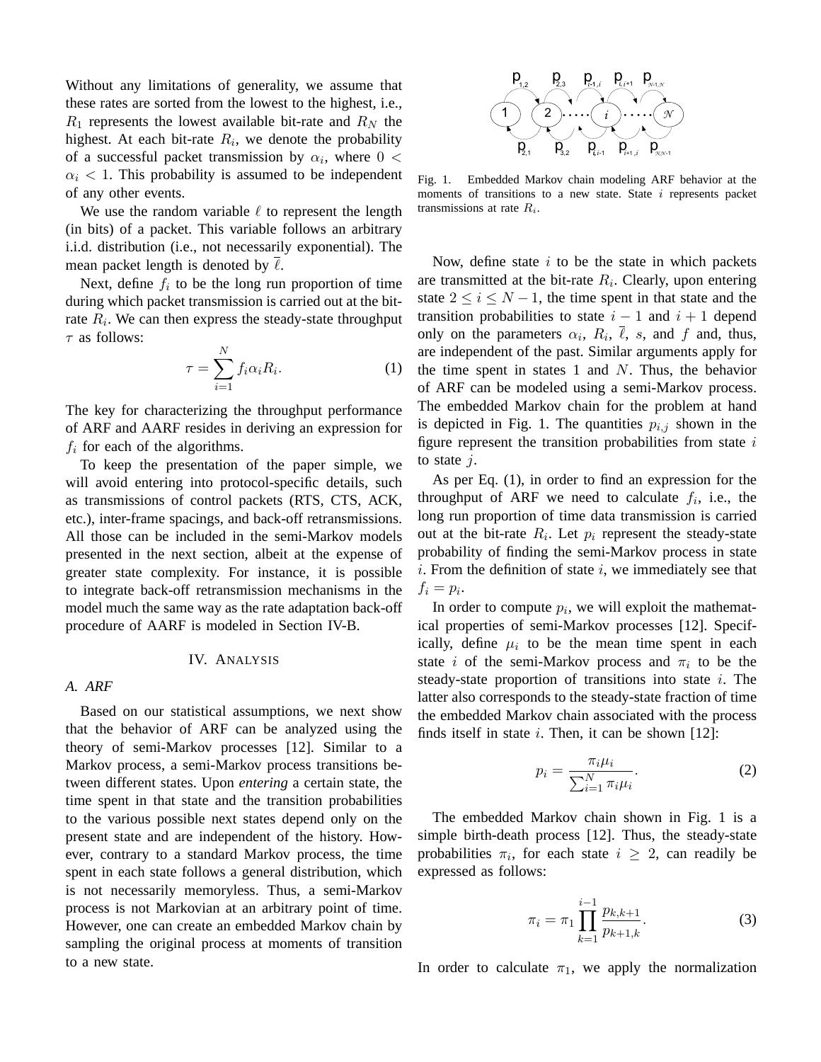Without any limitations of generality, we assume that these rates are sorted from the lowest to the highest, i.e., $R_1$ represents the lowest available bit-rate and $R_N$ the highest. At each bit-rate $R_i$, we denote the probability of a successful packet transmission by $\alpha_i$, where $0 < \alpha_i < 1$. This probability is assumed to be independent of any other events.

We use the random variable $\ell$ to represent the length (in bits) of a packet. This variable follows an arbitrary i.i.d. distribution (i.e., not necessarily exponential). The mean packet length is denoted by $\overline{\ell}$.

Next, define $f_i$ to be the long run proportion of time during which packet transmission is carried out at the bit-rate $R_i$. We can then express the steady-state throughput $\tau$ as follows:

$$\tau = \sum_{i=1}^{N} f_i \alpha_i R_i. \tag{1}$$

The key for characterizing the throughput performance of ARF and AARF resides in deriving an expression for $f_i$ for each of the algorithms.

To keep the presentation of the paper simple, we will avoid entering into protocol-specific details, such as transmissions of control packets (RTS, CTS, ACK, etc.), inter-frame spacings, and back-off retransmissions. All those can be included in the semi-Markov models presented in the next section, albeit at the expense of greater state complexity. For instance, it is possible to integrate back-off retransmission mechanisms in the model much the same way as the rate adaptation back-off procedure of AARF is modeled in Section IV-B.

## IV. Analysis

### A. ARF

Based on our statistical assumptions, we next show that the behavior of ARF can be analyzed using the theory of semi-Markov processes [12]. Similar to a Markov process, a semi-Markov process transitions between different states. Upon *entering* a certain state, the time spent in that state and the transition probabilities to the various possible next states depend only on the present state and are independent of the history. However, contrary to a standard Markov process, the time spent in each state follows a general distribution, which is not necessarily memoryless. Thus, a semi-Markov process is not Markovian at an arbitrary point of time. However, one can create an embedded Markov chain by sampling the original process at moments of transition to a new state.

Fig. 1. Embedded Markov chain modeling ARF behavior at the moments of transitions to a new state. State $i$ represents packet transmissions at rate $R_i$.

Now, define state $i$ to be the state in which packets are transmitted at the bit-rate $R_i$. Clearly, upon entering state $2 \leq i \leq N-1$, the time spent in that state and the transition probabilities to state $i-1$ and $i+1$ depend only on the parameters $\alpha_i$, $R_i$, $\overline{\ell}$, $s$, and $f$ and, thus, are independent of the past. Similar arguments apply for the time spent in states 1 and $N$. Thus, the behavior of ARF can be modeled using a semi-Markov process. The embedded Markov chain for the problem at hand is depicted in Fig. 1. The quantities $p_{i,j}$ shown in the figure represent the transition probabilities from state $i$ to state $j$.

As per Eq. (1), in order to find an expression for the throughput of ARF we need to calculate $f_i$, i.e., the long run proportion of time data transmission is carried out at the bit-rate $R_i$. Let $p_i$ represent the steady-state probability of finding the semi-Markov process in state $i$. From the definition of state $i$, we immediately see that $f_i = p_i$.

In order to compute $p_i$, we will exploit the mathematical properties of semi-Markov processes [12]. Specifically, define $\mu_i$ to be the mean time spent in each state $i$ of the semi-Markov process and $\pi_i$ to be the steady-state proportion of transitions into state $i$. The latter also corresponds to the steady-state fraction of time the embedded Markov chain associated with the process finds itself in state $i$. Then, it can be shown [12]:

$$p_i = \frac{\pi_i \mu_i}{\sum_{i=1}^{N} \pi_i \mu_i}. \tag{2}$$

The embedded Markov chain shown in Fig. 1 is a simple birth-death process [12]. Thus, the steady-state probabilities $\pi_i$, for each state $i \geq 2$, can readily be expressed as follows:

$$\pi_i = \pi_1 \prod_{k=1}^{i-1} \frac{p_{k,k+1}}{p_{k+1,k}}. \tag{3}$$

In order to calculate $\pi_1$, we apply the normalization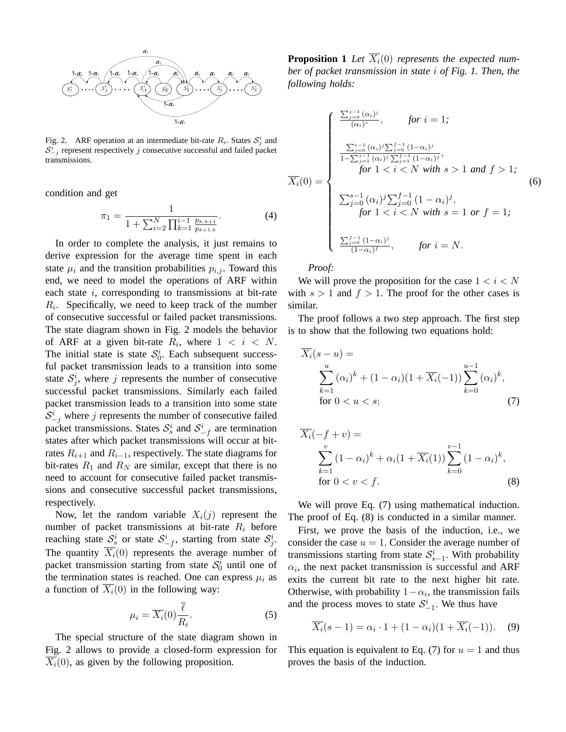Fig. 2. ARF operation at an intermediate bit-rate $R_i$. States $\mathcal{S}_j^i$ and $\mathcal{S}_{-j}^i$ represent respectively $j$ consecutive successful and failed packet transmissions.

condition and get

$$\pi_1 = \frac{1}{1 + \sum_{i=2}^{N} \prod_{k=1}^{i-1} \frac{p_{k,k+1}}{p_{k+1,k}}}. \tag{4}$$

In order to complete the analysis, it just remains to derive expression for the average time spent in each state $\mu_i$ and the transition probabilities $p_{i,j}$. Toward this end, we need to model the operations of ARF within each state $i$, corresponding to transmissions at bit-rate $R_i$. Specifically, we need to keep track of the number of consecutive successful or failed packet transmissions. The state diagram shown in Fig. 2 models the behavior of ARF at a given bit-rate $R_i$, where $1 < i < N$. The initial state is state $\mathcal{S}_0^i$. Each subsequent successful packet transmission leads to a transition into some state $\mathcal{S}_j^i$, where $j$ represents the number of consecutive successful packet transmissions. Similarly each failed packet transmission leads to a transition into some state $\mathcal{S}_{-j}^i$ where $j$ represents the number of consecutive failed packet transmissions. States $\mathcal{S}_s^i$ and $\mathcal{S}_{-f}^i$ are termination states after which packet transmissions will occur at bit-rates $R_{i+1}$ and $R_{i-1}$, respectively. The state diagrams for bit-rates $R_1$ and $R_N$ are similar, except that there is no need to account for consecutive failed packet transmissions and consecutive successful packet transmissions, respectively.

Now, let the random variable $X_i(j)$ represent the number of packet transmissions at bit-rate $R_i$ before reaching state $\mathcal{S}_s^i$ or state $\mathcal{S}_{-f}^i$, starting from state $\mathcal{S}_j^i$. The quantity $\overline{X_i}(0)$ represents the average number of packet transmission starting from state $\mathcal{S}_0^i$ until one of the termination states is reached. One can express $\mu_i$ as a function of $\overline{X_i}(0)$ in the following way:

$$\mu_i = \overline{X_i}(0)\frac{\overline{\ell}}{R_i}. \tag{5}$$

The special structure of the state diagram shown in Fig. 2 allows to provide a closed-form expression for $\overline{X_i}(0)$, as given by the following proposition.

**Proposition 1** *Let $\overline{X_i}(0)$ represents the expected number of packet transmission in state $i$ of Fig. 1. Then, the following holds:*

$$\overline{X_i}(0) = \begin{cases} \frac{\sum_{j=0}^{s-1}(\alpha_i)^j}{(\alpha_i)^s}, & \text{for } i = 1; \\ \frac{\sum_{j=0}^{s-1}(\alpha_i)^j \sum_{j=0}^{f-1}(1-\alpha_i)^j}{1-\sum_{j=1}^{s-1}(\alpha_i)^j \sum_{j=1}^{f-1}(1-\alpha_i)^j}, & \text{for } 1 < i < N \text{ with } s > 1 \text{ and } f > 1; \\ \sum_{j=0}^{s-1}(\alpha_i)^j \sum_{j=0}^{f-1}(1-\alpha_i)^j, & \text{for } 1 < i < N \text{ with } s = 1 \text{ or } f = 1; \\ \frac{\sum_{j=0}^{f-1}(1-\alpha_i)^j}{(1-\alpha_i)^f}, & \text{for } i = N. \end{cases} \tag{6}$$

*Proof:*

We will prove the proposition for the case $1 < i < N$ with $s > 1$ and $f > 1$. The proof for the other cases is similar.

The proof follows a two step approach. The first step is to show that the following two equations hold:

$$\overline{X_i}(s-u) = \sum_{k=1}^{u}(\alpha_i)^k + (1-\alpha_i)(1+\overline{X_i}(-1))\sum_{k=0}^{u-1}(\alpha_i)^k, \quad \text{for } 0 < u < s; \tag{7}$$

$$\overline{X_i}(-f+v) = \sum_{k=1}^{v}(1-\alpha_i)^k + \alpha_i(1+\overline{X_i}(1))\sum_{k=0}^{v-1}(1-\alpha_i)^k, \quad \text{for } 0 < v < f. \tag{8}$$

We will prove Eq. (7) using mathematical induction. The proof of Eq. (8) is conducted in a similar manner.

First, we prove the basis of the induction, i.e., we consider the case $u = 1$. Consider the average number of transmissions starting from state $\mathcal{S}_{s-1}^i$. With probability $\alpha_i$, the next packet transmission is successful and ARF exits the current bit rate to the next higher bit rate. Otherwise, with probability $1-\alpha_i$, the transmission fails and the process moves to state $\mathcal{S}_{-1}^i$. We thus have

$$\overline{X_i}(s-1) = \alpha_i \cdot 1 + (1-\alpha_i)(1+\overline{X_i}(-1)). \tag{9}$$

This equation is equivalent to Eq. (7) for $u = 1$ and thus proves the basis of the induction.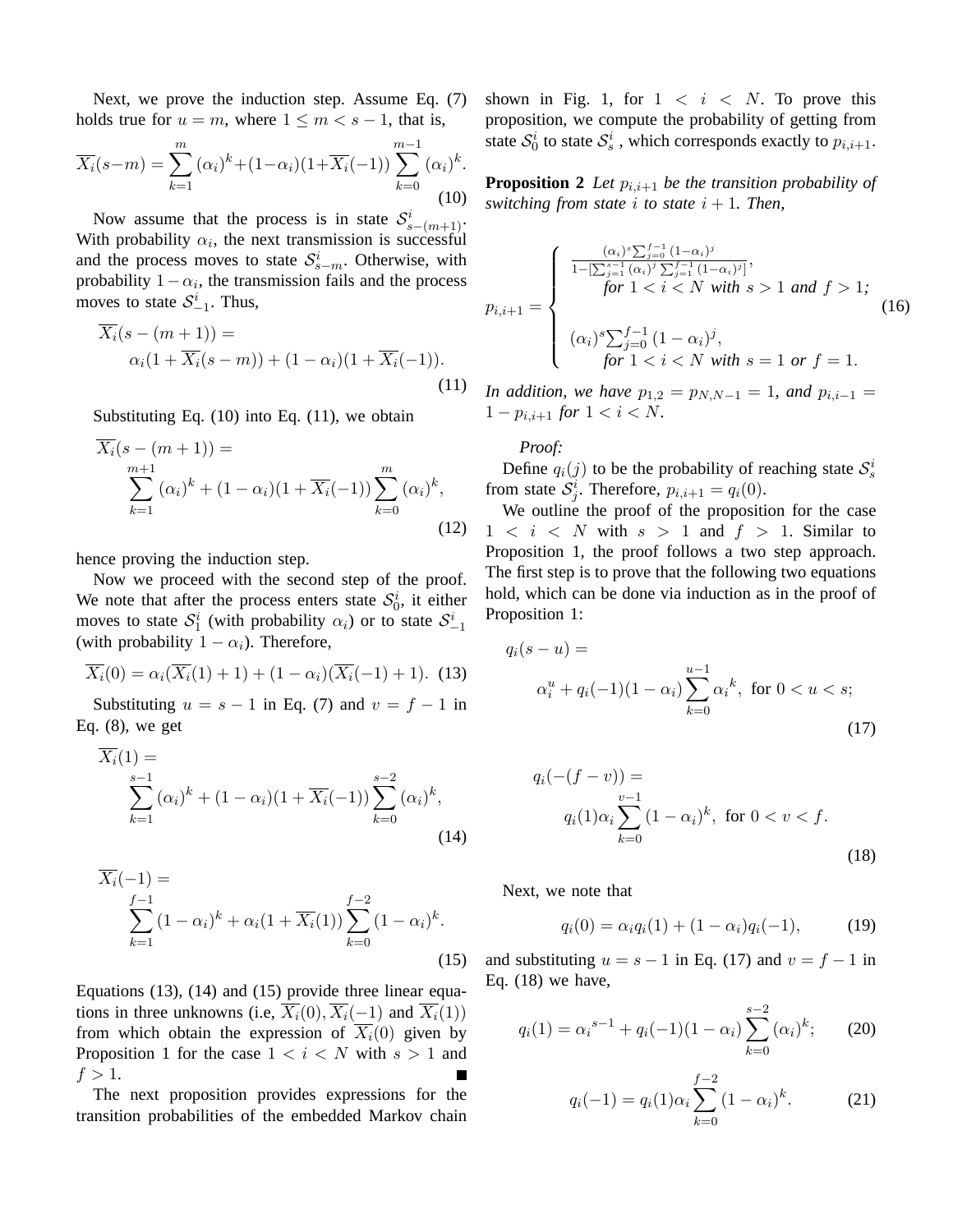Next, we prove the induction step. Assume Eq. (7) holds true for $u = m$, where $1 \le m < s-1$, that is,

$$\overline{X_i}(s-m) = \sum_{k=1}^{m} (\alpha_i)^k + (1-\alpha_i)(1+\overline{X_i}(-1)) \sum_{k=0}^{m-1} (\alpha_i)^k. \tag{10}$$

Now assume that the process is in state $\mathcal{S}^i_{s-(m+1)}$. With probability $\alpha_i$, the next transmission is successful and the process moves to state $\mathcal{S}^i_{s-m}$. Otherwise, with probability $1-\alpha_i$, the transmission fails and the process moves to state $\mathcal{S}^i_{-1}$. Thus,

$$\overline{X_i}(s-(m+1)) = \alpha_i(1+\overline{X_i}(s-m)) + (1-\alpha_i)(1+\overline{X_i}(-1)). \tag{11}$$

Substituting Eq. (10) into Eq. (11), we obtain

$$\overline{X_i}(s-(m+1)) = \sum_{k=1}^{m+1} (\alpha_i)^k + (1-\alpha_i)(1+\overline{X_i}(-1)) \sum_{k=0}^{m} (\alpha_i)^k, \tag{12}$$

hence proving the induction step.

Now we proceed with the second step of the proof. We note that after the process enters state $\mathcal{S}^i_0$, it either moves to state $\mathcal{S}^i_1$ (with probability $\alpha_i$) or to state $\mathcal{S}^i_{-1}$ (with probability $1-\alpha_i$). Therefore,

$$\overline{X_i}(0) = \alpha_i(\overline{X_i}(1)+1) + (1-\alpha_i)(\overline{X_i}(-1)+1). \tag{13}$$

Substituting $u = s-1$ in Eq. (7) and $v = f-1$ in Eq. (8), we get

$$\overline{X_i}(1) = \sum_{k=1}^{s-1} (\alpha_i)^k + (1-\alpha_i)(1+\overline{X_i}(-1)) \sum_{k=0}^{s-2} (\alpha_i)^k, \tag{14}$$

$$\overline{X_i}(-1) = \sum_{k=1}^{f-1} (1-\alpha_i)^k + \alpha_i(1+\overline{X_i}(1)) \sum_{k=0}^{f-2} (1-\alpha_i)^k. \tag{15}$$

Equations (13), (14) and (15) provide three linear equations in three unknowns (i.e, $\overline{X_i}(0), \overline{X_i}(-1)$ and $\overline{X_i}(1)$) from which obtain the expression of $\overline{X_i}(0)$ given by Proposition 1 for the case $1 < i < N$ with $s > 1$ and $f > 1$. ■

The next proposition provides expressions for the transition probabilities of the embedded Markov chain shown in Fig. 1, for $1 < i < N$. To prove this proposition, we compute the probability of getting from state $\mathcal{S}^i_0$ to state $\mathcal{S}^i_s$, which corresponds exactly to $p_{i,i+1}$.

**Proposition 2** *Let $p_{i,i+1}$ be the transition probability of switching from state $i$ to state $i+1$. Then,*

$$p_{i,i+1} = \begin{cases} \frac{(\alpha_i)^s \sum_{j=0}^{f-1} (1-\alpha_i)^j}{1-[\sum_{j=1}^{s-1} (\alpha_i)^j \sum_{j=1}^{f-1} (1-\alpha_i)^j]}, \\ \quad \text{for } 1 < i < N \text{ with } s > 1 \text{ and } f > 1; \\ \\ (\alpha_i)^s \sum_{j=0}^{f-1} (1-\alpha_i)^j, \\ \quad \text{for } 1 < i < N \text{ with } s = 1 \text{ or } f = 1. \end{cases} \tag{16}$$

*In addition, we have $p_{1,2} = p_{N,N-1} = 1$, and $p_{i,i-1} = 1 - p_{i,i+1}$ for $1 < i < N$.*

*Proof:*

Define $q_i(j)$ to be the probability of reaching state $\mathcal{S}^i_s$ from state $\mathcal{S}^i_j$. Therefore, $p_{i,i+1} = q_i(0)$.

We outline the proof of the proposition for the case $1 < i < N$ with $s > 1$ and $f > 1$. Similar to Proposition 1, the proof follows a two step approach. The first step is to prove that the following two equations hold, which can be done via induction as in the proof of Proposition 1:

$$q_i(s-u) = \alpha_i^u + q_i(-1)(1-\alpha_i) \sum_{k=0}^{u-1} {\alpha_i}^k, \text{ for } 0 < u < s; \tag{17}$$

$$q_i(-(f-v)) = q_i(1)\alpha_i \sum_{k=0}^{v-1} (1-\alpha_i)^k, \text{ for } 0 < v < f. \tag{18}$$

Next, we note that

$$q_i(0) = \alpha_i q_i(1) + (1-\alpha_i) q_i(-1), \tag{19}$$

and substituting $u = s-1$ in Eq. (17) and $v = f-1$ in Eq. (18) we have,

$$q_i(1) = {\alpha_i}^{s-1} + q_i(-1)(1-\alpha_i) \sum_{k=0}^{s-2} (\alpha_i)^k; \tag{20}$$

$$q_i(-1) = q_i(1)\alpha_i \sum_{k=0}^{f-2} (1-\alpha_i)^k. \tag{21}$$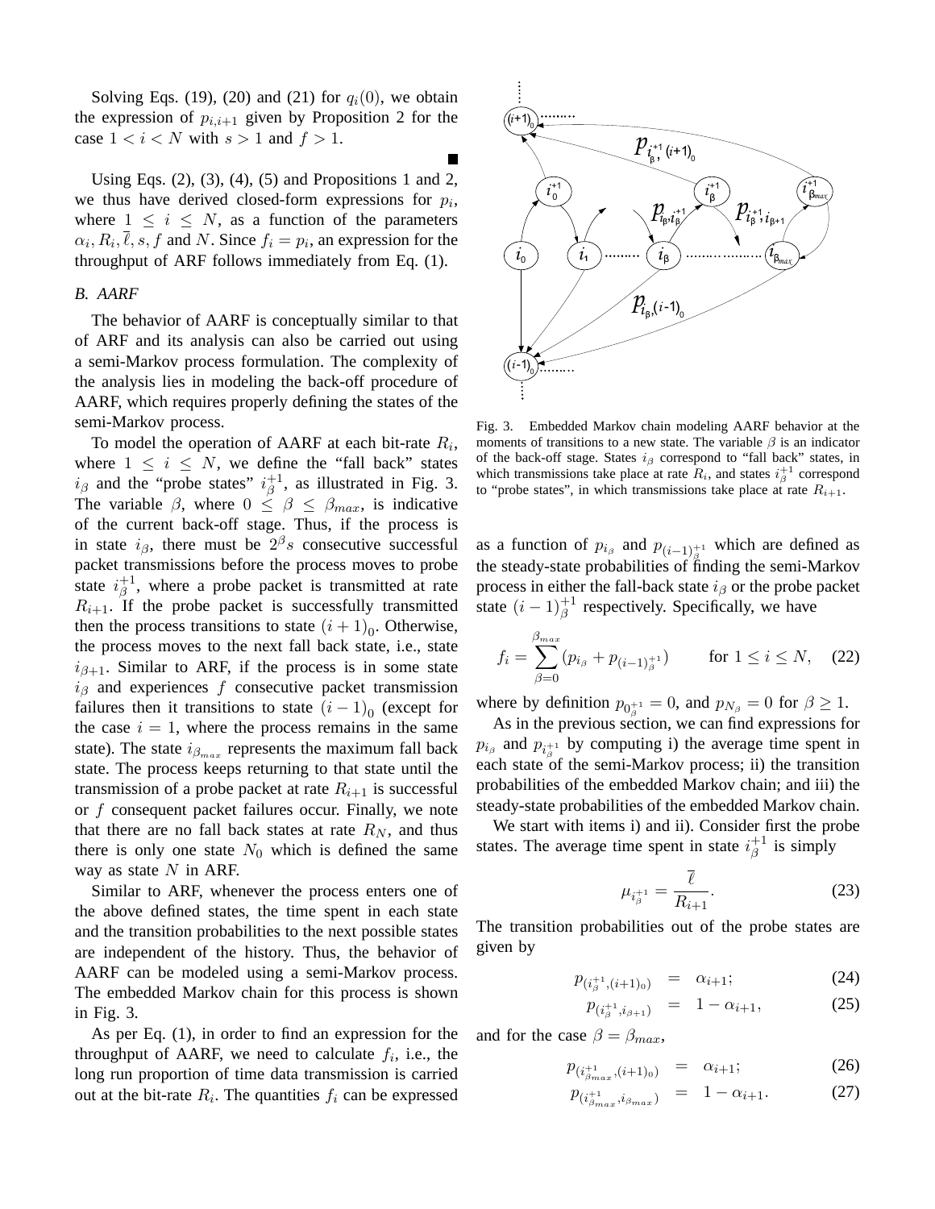Solving Eqs. (19), (20) and (21) for $q_i(0)$, we obtain the expression of $p_{i,i+1}$ given by Proposition 2 for the case $1 < i < N$ with $s > 1$ and $f > 1$. ∎

Using Eqs. (2), (3), (4), (5) and Propositions 1 and 2, we thus have derived closed-form expressions for $p_i$, where $1 \leq i \leq N$, as a function of the parameters $\alpha_i, R_i, \bar{\ell}, s, f$ and $N$. Since $f_i = p_i$, an expression for the throughput of ARF follows immediately from Eq. (1).

### *B. AARF*

The behavior of AARF is conceptually similar to that of ARF and its analysis can also be carried out using a semi-Markov process formulation. The complexity of the analysis lies in modeling the back-off procedure of AARF, which requires properly defining the states of the semi-Markov process.

To model the operation of AARF at each bit-rate $R_i$, where $1 \leq i \leq N$, we define the "fall back" states $i_\beta$ and the "probe states" $i_\beta^{+1}$, as illustrated in Fig. 3. The variable $\beta$, where $0 \leq \beta \leq \beta_{max}$, is indicative of the current back-off stage. Thus, if the process is in state $i_\beta$, there must be $2^\beta s$ consecutive successful packet transmissions before the process moves to probe state $i_\beta^{+1}$, where a probe packet is transmitted at rate $R_{i+1}$. If the probe packet is successfully transmitted then the process transitions to state $(i+1)_0$. Otherwise, the process moves to the next fall back state, i.e., state $i_{\beta+1}$. Similar to ARF, if the process is in some state $i_\beta$ and experiences $f$ consecutive packet transmission failures then it transitions to state $(i-1)_0$ (except for the case $i = 1$, where the process remains in the same state). The state $i_{\beta_{max}}$ represents the maximum fall back state. The process keeps returning to that state until the transmission of a probe packet at rate $R_{i+1}$ is successful or $f$ consequent packet failures occur. Finally, we note that there are no fall back states at rate $R_N$, and thus there is only one state $N_0$ which is defined the same way as state $N$ in ARF.

Similar to ARF, whenever the process enters one of the above defined states, the time spent in each state and the transition probabilities to the next possible states are independent of the history. Thus, the behavior of AARF can be modeled using a semi-Markov process. The embedded Markov chain for this process is shown in Fig. 3.

Fig. 3. Embedded Markov chain modeling AARF behavior at the moments of transitions to a new state. The variable $\beta$ is an indicator of the back-off stage. States $i_\beta$ correspond to "fall back" states, in which transmissions take place at rate $R_i$, and states $i_\beta^{+1}$ correspond to "probe states", in which transmissions take place at rate $R_{i+1}$.

As per Eq. (1), in order to find an expression for the throughput of AARF, we need to calculate $f_i$, i.e., the long run proportion of time data transmission is carried out at the bit-rate $R_i$. The quantities $f_i$ can be expressed as a function of $p_{i_\beta}$ and $p_{(i-1)_\beta^{+1}}$ which are defined as the steady-state probabilities of finding the semi-Markov process in either the fall-back state $i_\beta$ or the probe packet state $(i-1)_\beta^{+1}$ respectively. Specifically, we have

$$f_i = \sum_{\beta=0}^{\beta_{max}} (p_{i_\beta} + p_{(i-1)_\beta^{+1}}) \qquad \text{for } 1 \leq i \leq N, \tag{22}$$

where by definition $p_{0_\beta^{+1}} = 0$, and $p_{N_\beta} = 0$ for $\beta \geq 1$.

As in the previous section, we can find expressions for $p_{i_\beta}$ and $p_{i_\beta^{+1}}$ by computing i) the average time spent in each state of the semi-Markov process; ii) the transition probabilities of the embedded Markov chain; and iii) the steady-state probabilities of the embedded Markov chain.

We start with items i) and ii). Consider first the probe states. The average time spent in state $i_\beta^{+1}$ is simply

$$\mu_{i_\beta^{+1}} = \frac{\bar{\ell}}{R_{i+1}}. \tag{23}$$

The transition probabilities out of the probe states are given by

$$p_{(i_\beta^{+1},(i+1)_0)} = \alpha_{i+1}; \tag{24}$$

$$p_{(i_\beta^{+1},i_{\beta+1})} = 1 - \alpha_{i+1}, \tag{25}$$

and for the case $\beta = \beta_{max}$,

$$p_{(i_{\beta_{max}}^{+1},(i+1)_0)} = \alpha_{i+1}; \tag{26}$$

$$p_{(i_{\beta_{max}}^{+1},i_{\beta_{max}})} = 1 - \alpha_{i+1}. \tag{27}$$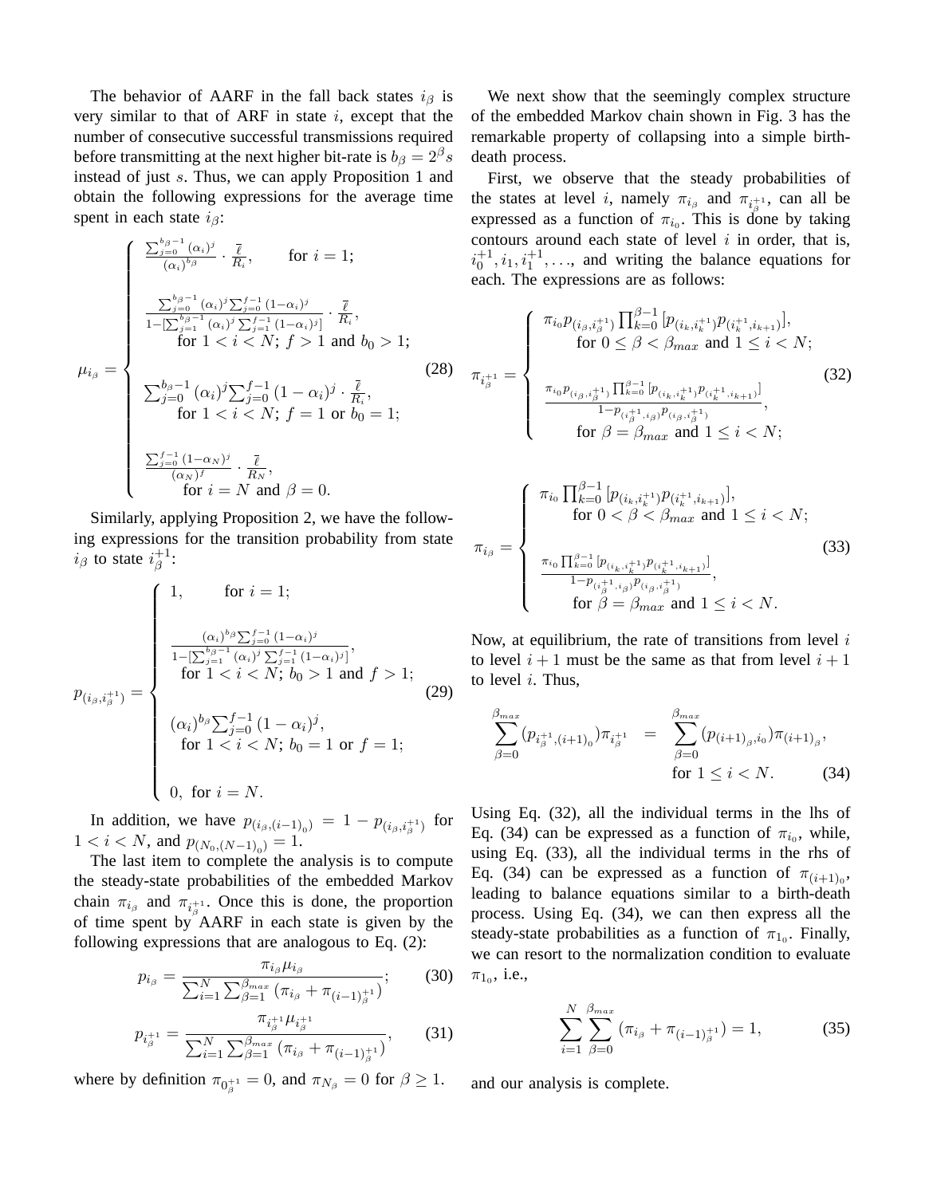The behavior of AARF in the fall back states $i_\beta$ is very similar to that of ARF in state $i$, except that the number of consecutive successful transmissions required before transmitting at the next higher bit-rate is $b_\beta = 2^\beta s$ instead of just $s$. Thus, we can apply Proposition 1 and obtain the following expressions for the average time spent in each state $i_\beta$:

$$
\mu_{i_\beta} = \begin{cases}
\frac{\sum_{j=0}^{b_\beta-1}(\alpha_i)^j}{(\alpha_i)^{b_\beta}} \cdot \frac{\bar{\ell}}{R_i}, \qquad \text{for } i=1; \\[2ex]
\frac{\sum_{j=0}^{b_\beta-1}(\alpha_i)^j \sum_{j=0}^{f-1}(1-\alpha_i)^j}{1-[\sum_{j=1}^{b_\beta-1}(\alpha_i)^j \sum_{j=1}^{f-1}(1-\alpha_i)^j]} \cdot \frac{\bar{\ell}}{R_i}, \\
\quad \text{for } 1<i<N;\ f>1 \text{ and } b_0>1; \\[2ex]
\sum_{j=0}^{b_\beta-1}(\alpha_i)^j \sum_{j=0}^{f-1}(1-\alpha_i)^j \cdot \frac{\bar{\ell}}{R_i}, \\
\quad \text{for } 1<i<N;\ f=1 \text{ or } b_0=1; \\[2ex]
\frac{\sum_{j=0}^{f-1}(1-\alpha_N)^j}{(\alpha_N)^f} \cdot \frac{\bar{\ell}}{R_N}, \\
\quad \text{for } i=N \text{ and } \beta=0.
\end{cases} \tag{28}
$$

Similarly, applying Proposition 2, we have the following expressions for the transition probability from state $i_\beta$ to state $i_\beta^{+1}$:

$$
p_{(i_\beta, i_\beta^{+1})} = \begin{cases}
1, \qquad \text{for } i=1; \\[2ex]
\frac{(\alpha_i)^{b_\beta}\sum_{j=0}^{f-1}(1-\alpha_i)^j}{1-[\sum_{j=1}^{b_\beta-1}(\alpha_i)^j \sum_{j=1}^{f-1}(1-\alpha_i)^j]}, \\
\quad \text{for } 1<i<N;\ b_0>1 \text{ and } f>1; \\[2ex]
(\alpha_i)^{b_\beta}\sum_{j=0}^{f-1}(1-\alpha_i)^j, \\
\quad \text{for } 1<i<N;\ b_0=1 \text{ or } f=1; \\[2ex]
0, \ \text{for } i=N.
\end{cases} \tag{29}
$$

In addition, we have $p_{(i_\beta,(i-1)_0)} = 1 - p_{(i_\beta, i_\beta^{+1})}$ for $1<i<N$, and $p_{(N_0,(N-1)_0)} = 1$.

The last item to complete the analysis is to compute the steady-state probabilities of the embedded Markov chain $\pi_{i_\beta}$ and $\pi_{i_\beta^{+1}}$. Once this is done, the proportion of time spent by AARF in each state is given by the following expressions that are analogous to Eq. (2):

$$
p_{i_\beta} = \frac{\pi_{i_\beta}\mu_{i_\beta}}{\sum_{i=1}^{N}\sum_{\beta=1}^{\beta_{max}}(\pi_{i_\beta} + \pi_{(i-1)_\beta^{+1}})}; \tag{30}
$$

$$
p_{i_\beta^{+1}} = \frac{\pi_{i_\beta^{+1}}\mu_{i_\beta^{+1}}}{\sum_{i=1}^{N}\sum_{\beta=1}^{\beta_{max}}(\pi_{i_\beta} + \pi_{(i-1)_\beta^{+1}})}, \tag{31}
$$

where by definition $\pi_{0_\beta^{+1}} = 0$, and $\pi_{N_\beta} = 0$ for $\beta \geq 1$.

We next show that the seemingly complex structure of the embedded Markov chain shown in Fig. 3 has the remarkable property of collapsing into a simple birth-death process.

First, we observe that the steady probabilities of the states at level $i$, namely $\pi_{i_\beta}$ and $\pi_{i_\beta^{+1}}$, can all be expressed as a function of $\pi_{i_0}$. This is done by taking contours around each state of level $i$ in order, that is, $i_0^{+1}, i_1, i_1^{+1}, \ldots$, and writing the balance equations for each. The expressions are as follows:

$$
\pi_{i_\beta^{+1}} = \begin{cases}
\pi_{i_0} p_{(i_\beta, i_\beta^{+1})} \prod_{k=0}^{\beta-1}[p_{(i_k, i_k^{+1})} p_{(i_k^{+1}, i_{k+1})}], \\
\quad \text{for } 0 \leq \beta < \beta_{max} \text{ and } 1 \leq i < N; \\[2ex]
\frac{\pi_{i_0} p_{(i_\beta, i_\beta^{+1})} \prod_{k=0}^{\beta-1}[p_{(i_k, i_k^{+1})} p_{(i_k^{+1}, i_{k+1})}]}{1 - p_{(i_\beta^{+1}, i_\beta)} p_{(i_\beta, i_\beta^{+1})}}, \\
\quad \text{for } \beta = \beta_{max} \text{ and } 1 \leq i < N;
\end{cases} \tag{32}
$$

$$
\pi_{i_\beta} = \begin{cases}
\pi_{i_0} \prod_{k=0}^{\beta-1}[p_{(i_k, i_k^{+1})} p_{(i_k^{+1}, i_{k+1})}], \\
\quad \text{for } 0 < \beta < \beta_{max} \text{ and } 1 \leq i < N; \\[2ex]
\frac{\pi_{i_0} \prod_{k=0}^{\beta-1}[p_{(i_k, i_k^{+1})} p_{(i_k^{+1}, i_{k+1})}]}{1 - p_{(i_\beta^{+1}, i_\beta)} p_{(i_\beta, i_\beta^{+1})}}, \\
\quad \text{for } \beta = \beta_{max} \text{ and } 1 \leq i < N.
\end{cases} \tag{33}
$$

Now, at equilibrium, the rate of transitions from level $i$ to level $i+1$ must be the same as that from level $i+1$ to level $i$. Thus,

$$
\sum_{\beta=0}^{\beta_{max}} (p_{i_\beta^{+1},(i+1)_0}) \pi_{i_\beta^{+1}} = \sum_{\beta=0}^{\beta_{max}} (p_{(i+1)_\beta, i_0}) \pi_{(i+1)_\beta}, \quad \text{for } 1 \leq i < N. \tag{34}
$$

Using Eq. (32), all the individual terms in the lhs of Eq. (34) can be expressed as a function of $\pi_{i_0}$, while, using Eq. (33), all the individual terms in the rhs of Eq. (34) can be expressed as a function of $\pi_{(i+1)_0}$, leading to balance equations similar to a birth-death process. Using Eq. (34), we can then express all the steady-state probabilities as a function of $\pi_{1_0}$. Finally, we can resort to the normalization condition to evaluate $\pi_{1_0}$, i.e.,

$$
\sum_{i=1}^{N}\sum_{\beta=0}^{\beta_{max}} (\pi_{i_\beta} + \pi_{(i-1)_\beta^{+1}}) = 1, \tag{35}
$$

and our analysis is complete.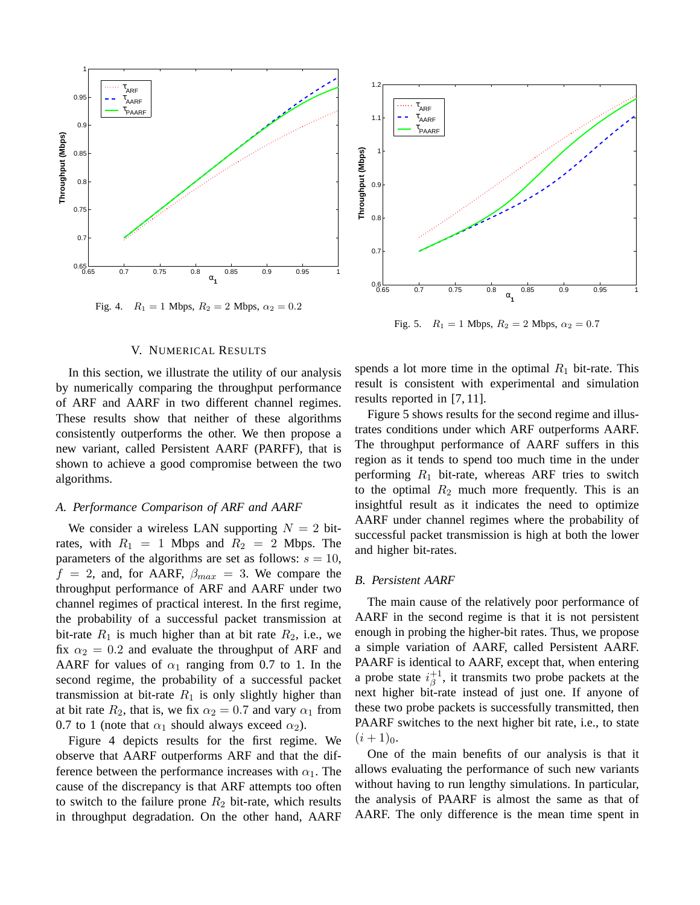Fig. 4. $R_1 = 1$ Mbps, $R_2 = 2$ Mbps, $\alpha_2 = 0.2$

Fig. 5. $R_1 = 1$ Mbps, $R_2 = 2$ Mbps, $\alpha_2 = 0.7$

## V. Numerical Results

In this section, we illustrate the utility of our analysis by numerically comparing the throughput performance of ARF and AARF in two different channel regimes. These results show that neither of these algorithms consistently outperforms the other. We then propose a new variant, called Persistent AARF (PARFF), that is shown to achieve a good compromise between the two algorithms.

### A. Performance Comparison of ARF and AARF

We consider a wireless LAN supporting $N = 2$ bit-rates, with $R_1 = 1$ Mbps and $R_2 = 2$ Mbps. The parameters of the algorithms are set as follows: $s = 10$, $f = 2$, and, for AARF, $\beta_{max} = 3$. We compare the throughput performance of ARF and AARF under two channel regimes of practical interest. In the first regime, the probability of a successful packet transmission at bit-rate $R_1$ is much higher than at bit rate $R_2$, i.e., we fix $\alpha_2 = 0.2$ and evaluate the throughput of ARF and AARF for values of $\alpha_1$ ranging from 0.7 to 1. In the second regime, the probability of a successful packet transmission at bit-rate $R_1$ is only slightly higher than at bit rate $R_2$, that is, we fix $\alpha_2 = 0.7$ and vary $\alpha_1$ from 0.7 to 1 (note that $\alpha_1$ should always exceed $\alpha_2$).

Figure 4 depicts results for the first regime. We observe that AARF outperforms ARF and that the difference between the performance increases with $\alpha_1$. The cause of the discrepancy is that ARF attempts too often to switch to the failure prone $R_2$ bit-rate, which results in throughput degradation. On the other hand, AARF spends a lot more time in the optimal $R_1$ bit-rate. This result is consistent with experimental and simulation results reported in [7, 11].

Figure 5 shows results for the second regime and illustrates conditions under which ARF outperforms AARF. The throughput performance of AARF suffers in this region as it tends to spend too much time in the under performing $R_1$ bit-rate, whereas ARF tries to switch to the optimal $R_2$ much more frequently. This is an insightful result as it indicates the need to optimize AARF under channel regimes where the probability of successful packet transmission is high at both the lower and higher bit-rates.

### B. Persistent AARF

The main cause of the relatively poor performance of AARF in the second regime is that it is not persistent enough in probing the higher-bit rates. Thus, we propose a simple variation of AARF, called Persistent AARF. PAARF is identical to AARF, except that, when entering a probe state $i_\beta^{+1}$, it transmits two probe packets at the next higher bit-rate instead of just one. If anyone of these two probe packets is successfully transmitted, then PAARF switches to the next higher bit rate, i.e., to state $(i+1)_0$.

One of the main benefits of our analysis is that it allows evaluating the performance of such new variants without having to run lengthy simulations. In particular, the analysis of PAARF is almost the same as that of AARF. The only difference is the mean time spent in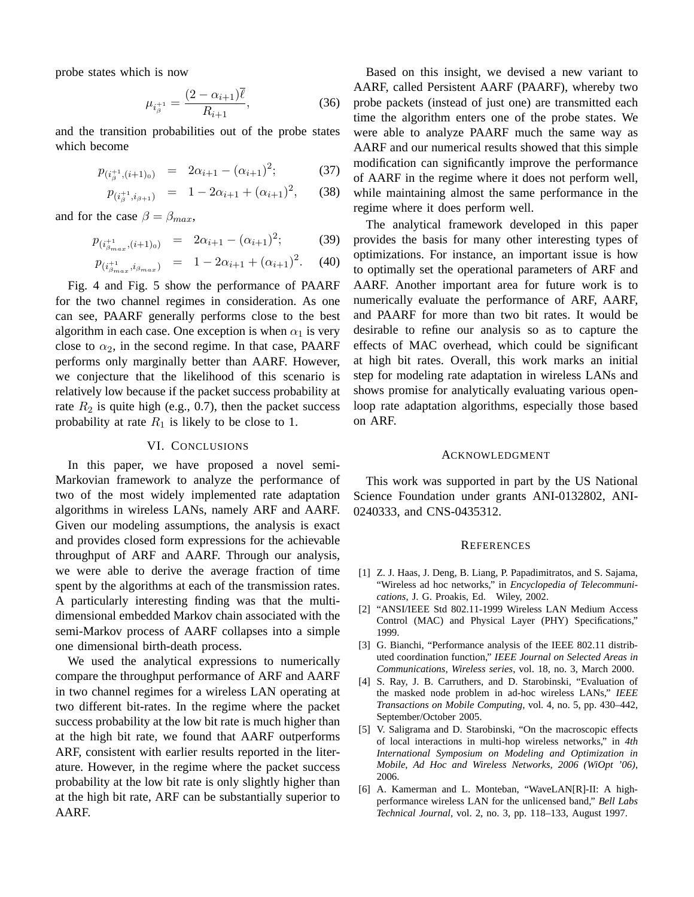probe states which is now

$$\mu_{i_\beta^{+1}} = \frac{(2-\alpha_{i+1})\bar{\ell}}{R_{i+1}}, \tag{36}$$

and the transition probabilities out of the probe states which become

$$p_{(i_\beta^{+1},(i+1)_0)} = 2\alpha_{i+1} - (\alpha_{i+1})^2; \tag{37}$$

$$p_{(i_\beta^{+1},i_{\beta+1})} = 1 - 2\alpha_{i+1} + (\alpha_{i+1})^2, \tag{38}$$

and for the case $\beta = \beta_{max}$,

$$p_{(i_{\beta_{max}}^{+1},(i+1)_0)} = 2\alpha_{i+1} - (\alpha_{i+1})^2; \tag{39}$$

$$p_{(i_{\beta_{max}}^{+1},i_{\beta_{max}})} = 1 - 2\alpha_{i+1} + (\alpha_{i+1})^2. \tag{40}$$

Fig. 4 and Fig. 5 show the performance of PAARF for the two channel regimes in consideration. As one can see, PAARF generally performs close to the best algorithm in each case. One exception is when $\alpha_1$ is very close to $\alpha_2$, in the second regime. In that case, PAARF performs only marginally better than AARF. However, we conjecture that the likelihood of this scenario is relatively low because if the packet success probability at rate $R_2$ is quite high (e.g., 0.7), then the packet success probability at rate $R_1$ is likely to be close to 1.

## VI. Conclusions

In this paper, we have proposed a novel semi-Markovian framework to analyze the performance of two of the most widely implemented rate adaptation algorithms in wireless LANs, namely ARF and AARF. Given our modeling assumptions, the analysis is exact and provides closed form expressions for the achievable throughput of ARF and AARF. Through our analysis, we were able to derive the average fraction of time spent by the algorithms at each of the transmission rates. A particularly interesting finding was that the multi-dimensional embedded Markov chain associated with the semi-Markov process of AARF collapses into a simple one dimensional birth-death process.

We used the analytical expressions to numerically compare the throughput performance of ARF and AARF in two channel regimes for a wireless LAN operating at two different bit-rates. In the regime where the packet success probability at the low bit rate is much higher than at the high bit rate, we found that AARF outperforms ARF, consistent with earlier results reported in the literature. However, in the regime where the packet success probability at the low bit rate is only slightly higher than at the high bit rate, ARF can be substantially superior to AARF.

Based on this insight, we devised a new variant to AARF, called Persistent AARF (PAARF), whereby two probe packets (instead of just one) are transmitted each time the algorithm enters one of the probe states. We were able to analyze PAARF much the same way as AARF and our numerical results showed that this simple modification can significantly improve the performance of AARF in the regime where it does not perform well, while maintaining almost the same performance in the regime where it does perform well.

The analytical framework developed in this paper provides the basis for many other interesting types of optimizations. For instance, an important issue is how to optimally set the operational parameters of ARF and AARF. Another important area for future work is to numerically evaluate the performance of ARF, AARF, and PAARF for more than two bit rates. It would be desirable to refine our analysis so as to capture the effects of MAC overhead, which could be significant at high bit rates. Overall, this work marks an initial step for modeling rate adaptation in wireless LANs and shows promise for analytically evaluating various open-loop rate adaptation algorithms, especially those based on ARF.

## Acknowledgment

This work was supported in part by the US National Science Foundation under grants ANI-0132802, ANI-0240333, and CNS-0435312.

## References

[1] Z. J. Haas, J. Deng, B. Liang, P. Papadimitratos, and S. Sajama, "Wireless ad hoc networks," in *Encyclopedia of Telecommunications*, J. G. Proakis, Ed. Wiley, 2002.

[2] "ANSI/IEEE Std 802.11-1999 Wireless LAN Medium Access Control (MAC) and Physical Layer (PHY) Specifications," 1999.

[3] G. Bianchi, "Performance analysis of the IEEE 802.11 distributed coordination function," *IEEE Journal on Selected Areas in Communications, Wireless series*, vol. 18, no. 3, March 2000.

[4] S. Ray, J. B. Carruthers, and D. Starobinski, "Evaluation of the masked node problem in ad-hoc wireless LANs," *IEEE Transactions on Mobile Computing*, vol. 4, no. 5, pp. 430–442, September/October 2005.

[5] V. Saligrama and D. Starobinski, "On the macroscopic effects of local interactions in multi-hop wireless networks," in *4th International Symposium on Modeling and Optimization in Mobile, Ad Hoc and Wireless Networks, 2006 (WiOpt '06)*, 2006.

[6] A. Kamerman and L. Monteban, "WaveLAN[R]-II: A high-performance wireless LAN for the unlicensed band," *Bell Labs Technical Journal*, vol. 2, no. 3, pp. 118–133, August 1997.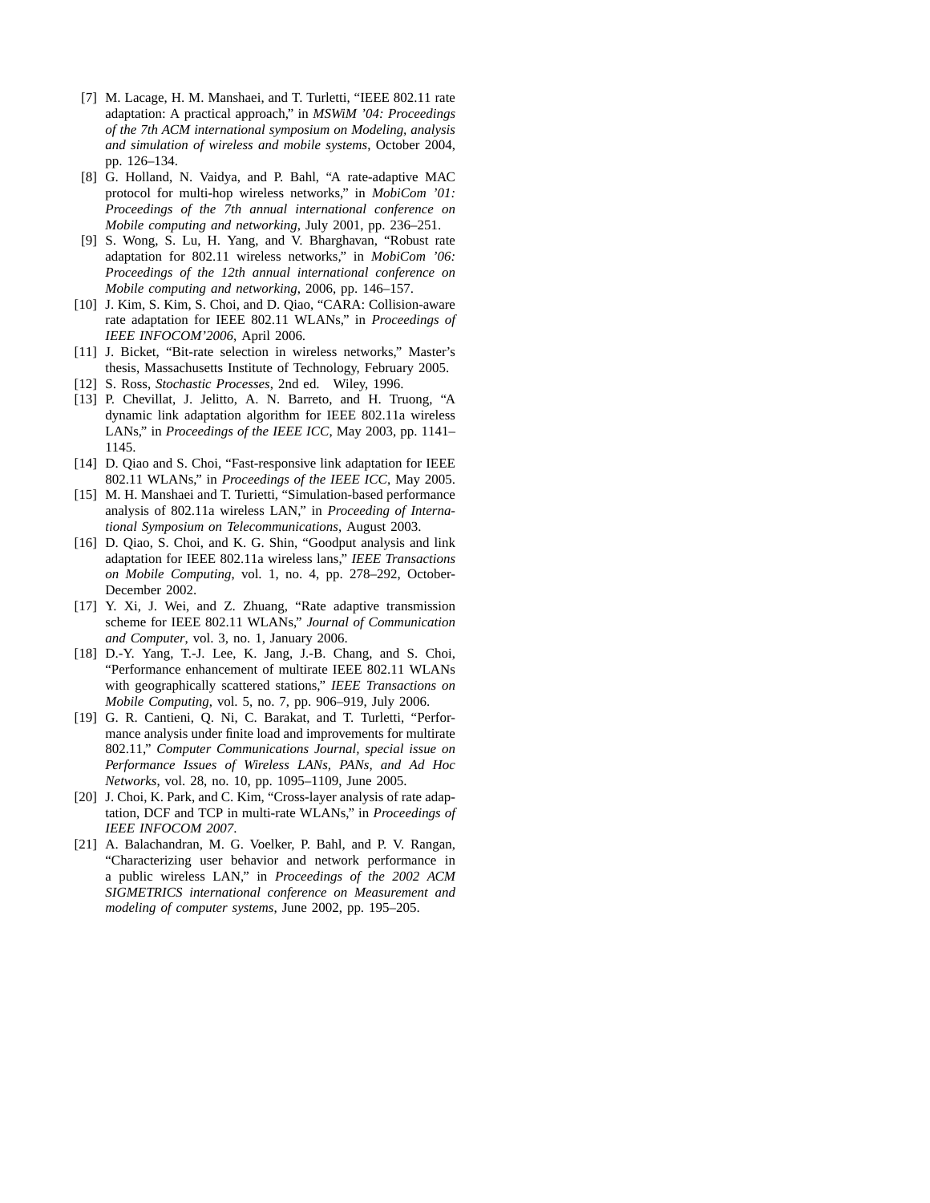[7] M. Lacage, H. M. Manshaei, and T. Turletti, “IEEE 802.11 rate adaptation: A practical approach,” in *MSWiM ’04: Proceedings of the 7th ACM international symposium on Modeling, analysis and simulation of wireless and mobile systems*, October 2004, pp. 126–134.

[8] G. Holland, N. Vaidya, and P. Bahl, “A rate-adaptive MAC protocol for multi-hop wireless networks,” in *MobiCom ’01: Proceedings of the 7th annual international conference on Mobile computing and networking*, July 2001, pp. 236–251.

[9] S. Wong, S. Lu, H. Yang, and V. Bharghavan, “Robust rate adaptation for 802.11 wireless networks,” in *MobiCom ’06: Proceedings of the 12th annual international conference on Mobile computing and networking*, 2006, pp. 146–157.

[10] J. Kim, S. Kim, S. Choi, and D. Qiao, “CARA: Collision-aware rate adaptation for IEEE 802.11 WLANs,” in *Proceedings of IEEE INFOCOM’2006*, April 2006.

[11] J. Bicket, “Bit-rate selection in wireless networks,” Master’s thesis, Massachusetts Institute of Technology, February 2005.

[12] S. Ross, *Stochastic Processes*, 2nd ed. Wiley, 1996.

[13] P. Chevillat, J. Jelitto, A. N. Barreto, and H. Truong, “A dynamic link adaptation algorithm for IEEE 802.11a wireless LANs,” in *Proceedings of the IEEE ICC*, May 2003, pp. 1141–1145.

[14] D. Qiao and S. Choi, “Fast-responsive link adaptation for IEEE 802.11 WLANs,” in *Proceedings of the IEEE ICC*, May 2005.

[15] M. H. Manshaei and T. Turietti, “Simulation-based performance analysis of 802.11a wireless LAN,” in *Proceeding of International Symposium on Telecommunications*, August 2003.

[16] D. Qiao, S. Choi, and K. G. Shin, “Goodput analysis and link adaptation for IEEE 802.11a wireless lans,” *IEEE Transactions on Mobile Computing*, vol. 1, no. 4, pp. 278–292, October-December 2002.

[17] Y. Xi, J. Wei, and Z. Zhuang, “Rate adaptive transmission scheme for IEEE 802.11 WLANs,” *Journal of Communication and Computer*, vol. 3, no. 1, January 2006.

[18] D.-Y. Yang, T.-J. Lee, K. Jang, J.-B. Chang, and S. Choi, “Performance enhancement of multirate IEEE 802.11 WLANs with geographically scattered stations,” *IEEE Transactions on Mobile Computing*, vol. 5, no. 7, pp. 906–919, July 2006.

[19] G. R. Cantieni, Q. Ni, C. Barakat, and T. Turletti, “Performance analysis under finite load and improvements for multirate 802.11,” *Computer Communications Journal, special issue on Performance Issues of Wireless LANs, PANs, and Ad Hoc Networks*, vol. 28, no. 10, pp. 1095–1109, June 2005.

[20] J. Choi, K. Park, and C. Kim, “Cross-layer analysis of rate adaptation, DCF and TCP in multi-rate WLANs,” in *Proceedings of IEEE INFOCOM 2007*.

[21] A. Balachandran, M. G. Voelker, P. Bahl, and P. V. Rangan, “Characterizing user behavior and network performance in a public wireless LAN,” in *Proceedings of the 2002 ACM SIGMETRICS international conference on Measurement and modeling of computer systems*, June 2002, pp. 195–205.